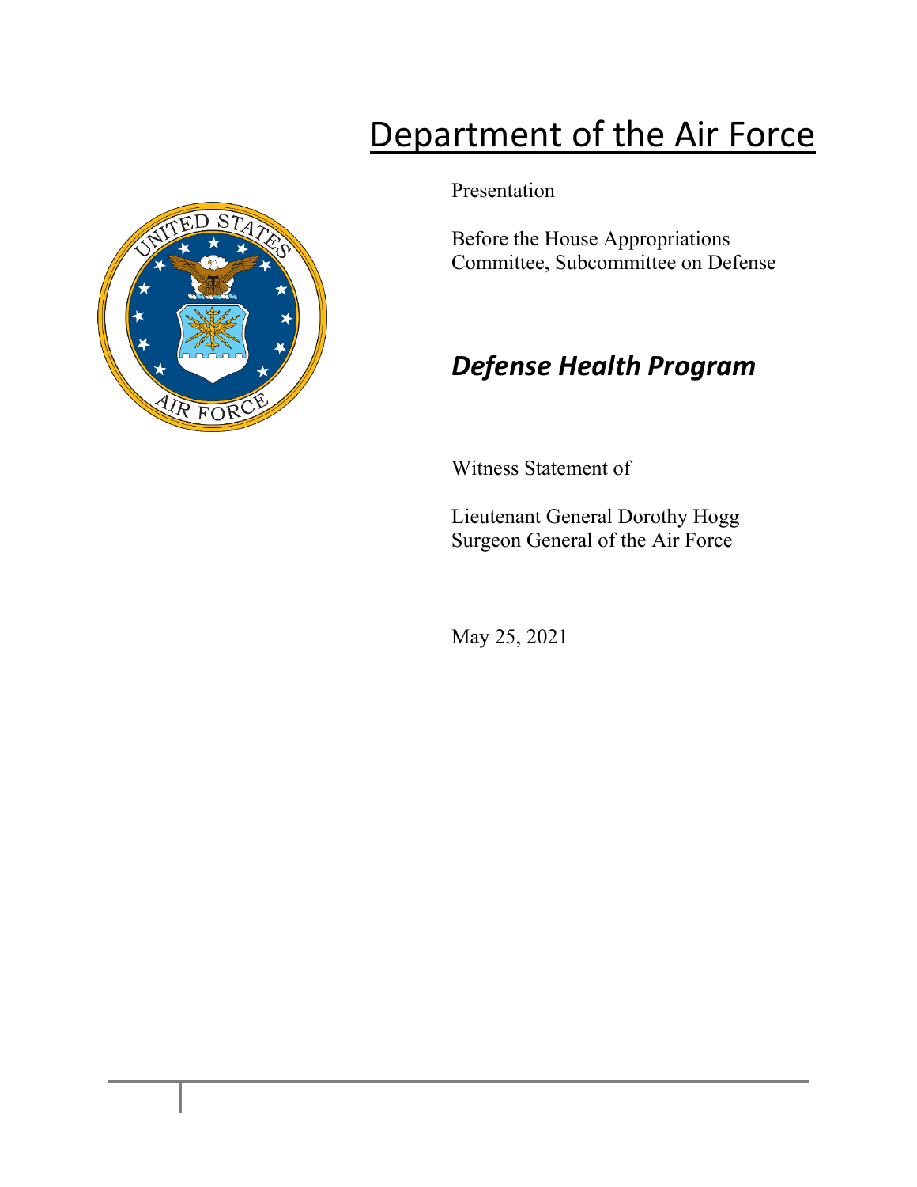# Department of the Air Force

Presentation

Before the House Appropriations Committee, Subcommittee on Defense

## *Defense Health Program*

Witness Statement of

Lieutenant General Dorothy Hogg
Surgeon General of the Air Force

May 25, 2021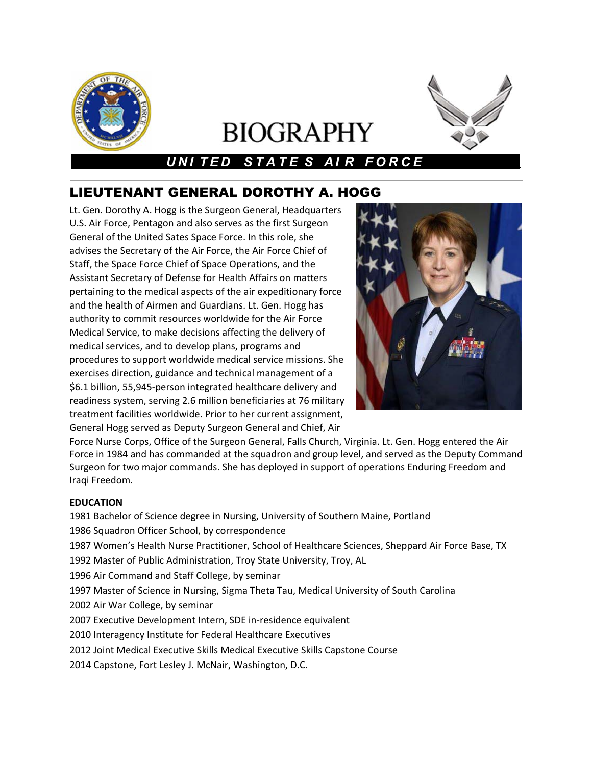# BIOGRAPHY

***UNITED STATES AIR FORCE***

## LIEUTENANT GENERAL DOROTHY A. HOGG

Lt. Gen. Dorothy A. Hogg is the Surgeon General, Headquarters U.S. Air Force, Pentagon and also serves as the first Surgeon General of the United Sates Space Force. In this role, she advises the Secretary of the Air Force, the Air Force Chief of Staff, the Space Force Chief of Space Operations, and the Assistant Secretary of Defense for Health Affairs on matters pertaining to the medical aspects of the air expeditionary force and the health of Airmen and Guardians. Lt. Gen. Hogg has authority to commit resources worldwide for the Air Force Medical Service, to make decisions affecting the delivery of medical services, and to develop plans, programs and procedures to support worldwide medical service missions. She exercises direction, guidance and technical management of a $6.1 billion, 55,945-person integrated healthcare delivery and readiness system, serving 2.6 million beneficiaries at 76 military treatment facilities worldwide. Prior to her current assignment, General Hogg served as Deputy Surgeon General and Chief, Air Force Nurse Corps, Office of the Surgeon General, Falls Church, Virginia. Lt. Gen. Hogg entered the Air Force in 1984 and has commanded at the squadron and group level, and served as the Deputy Command Surgeon for two major commands. She has deployed in support of operations Enduring Freedom and Iraqi Freedom.

**EDUCATION**

1981 Bachelor of Science degree in Nursing, University of Southern Maine, Portland
1986 Squadron Officer School, by correspondence
1987 Women's Health Nurse Practitioner, School of Healthcare Sciences, Sheppard Air Force Base, TX
1992 Master of Public Administration, Troy State University, Troy, AL
1996 Air Command and Staff College, by seminar
1997 Master of Science in Nursing, Sigma Theta Tau, Medical University of South Carolina
2002 Air War College, by seminar
2007 Executive Development Intern, SDE in-residence equivalent
2010 Interagency Institute for Federal Healthcare Executives
2012 Joint Medical Executive Skills Medical Executive Skills Capstone Course
2014 Capstone, Fort Lesley J. McNair, Washington, D.C.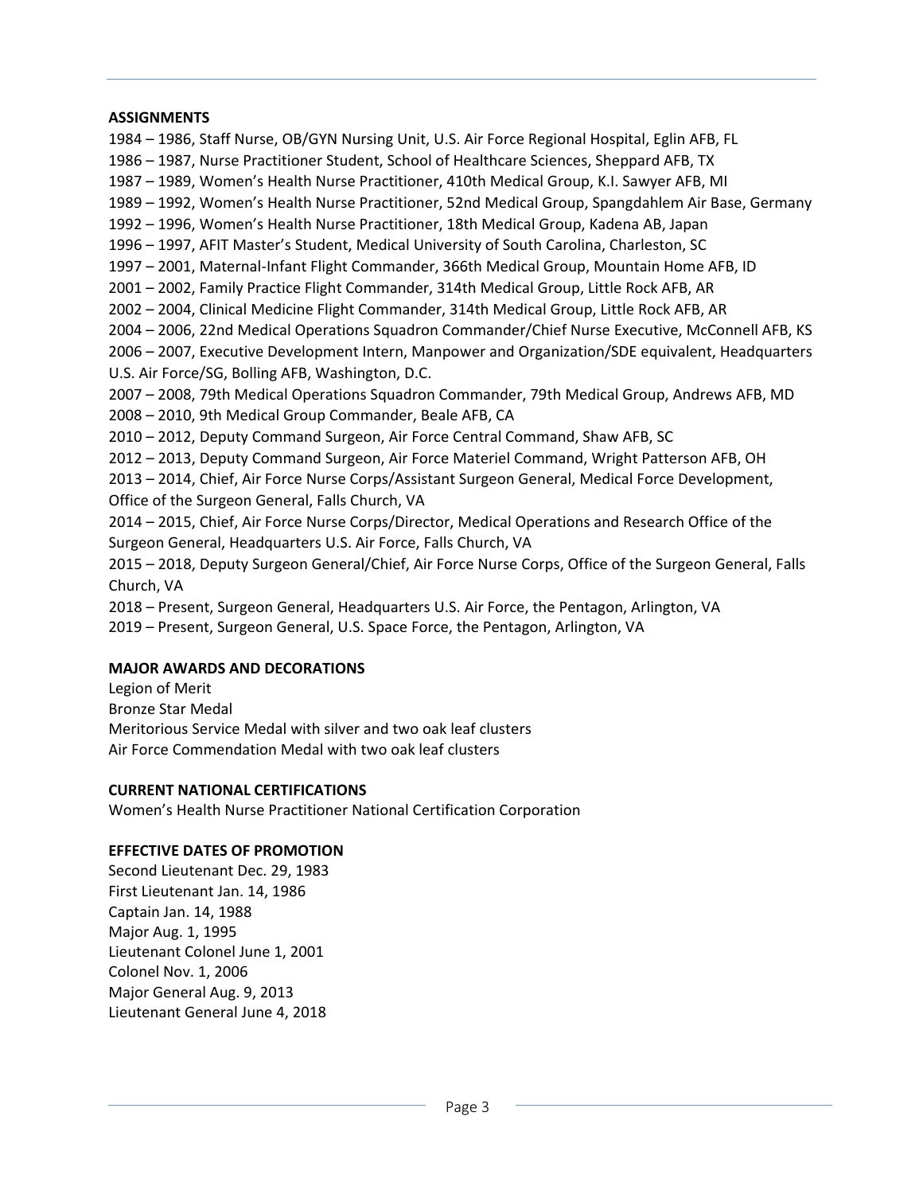## ASSIGNMENTS

1984 – 1986, Staff Nurse, OB/GYN Nursing Unit, U.S. Air Force Regional Hospital, Eglin AFB, FL
1986 – 1987, Nurse Practitioner Student, School of Healthcare Sciences, Sheppard AFB, TX
1987 – 1989, Women's Health Nurse Practitioner, 410th Medical Group, K.I. Sawyer AFB, MI
1989 – 1992, Women's Health Nurse Practitioner, 52nd Medical Group, Spangdahlem Air Base, Germany
1992 – 1996, Women's Health Nurse Practitioner, 18th Medical Group, Kadena AB, Japan
1996 – 1997, AFIT Master's Student, Medical University of South Carolina, Charleston, SC
1997 – 2001, Maternal-Infant Flight Commander, 366th Medical Group, Mountain Home AFB, ID
2001 – 2002, Family Practice Flight Commander, 314th Medical Group, Little Rock AFB, AR
2002 – 2004, Clinical Medicine Flight Commander, 314th Medical Group, Little Rock AFB, AR
2004 – 2006, 22nd Medical Operations Squadron Commander/Chief Nurse Executive, McConnell AFB, KS
2006 – 2007, Executive Development Intern, Manpower and Organization/SDE equivalent, Headquarters U.S. Air Force/SG, Bolling AFB, Washington, D.C.
2007 – 2008, 79th Medical Operations Squadron Commander, 79th Medical Group, Andrews AFB, MD
2008 – 2010, 9th Medical Group Commander, Beale AFB, CA
2010 – 2012, Deputy Command Surgeon, Air Force Central Command, Shaw AFB, SC
2012 – 2013, Deputy Command Surgeon, Air Force Materiel Command, Wright Patterson AFB, OH
2013 – 2014, Chief, Air Force Nurse Corps/Assistant Surgeon General, Medical Force Development, Office of the Surgeon General, Falls Church, VA
2014 – 2015, Chief, Air Force Nurse Corps/Director, Medical Operations and Research Office of the Surgeon General, Headquarters U.S. Air Force, Falls Church, VA
2015 – 2018, Deputy Surgeon General/Chief, Air Force Nurse Corps, Office of the Surgeon General, Falls Church, VA
2018 – Present, Surgeon General, Headquarters U.S. Air Force, the Pentagon, Arlington, VA
2019 – Present, Surgeon General, U.S. Space Force, the Pentagon, Arlington, VA

## MAJOR AWARDS AND DECORATIONS

Legion of Merit
Bronze Star Medal
Meritorious Service Medal with silver and two oak leaf clusters
Air Force Commendation Medal with two oak leaf clusters

## CURRENT NATIONAL CERTIFICATIONS

Women's Health Nurse Practitioner National Certification Corporation

## EFFECTIVE DATES OF PROMOTION

Second Lieutenant Dec. 29, 1983
First Lieutenant Jan. 14, 1986
Captain Jan. 14, 1988
Major Aug. 1, 1995
Lieutenant Colonel June 1, 2001
Colonel Nov. 1, 2006
Major General Aug. 9, 2013
Lieutenant General June 4, 2018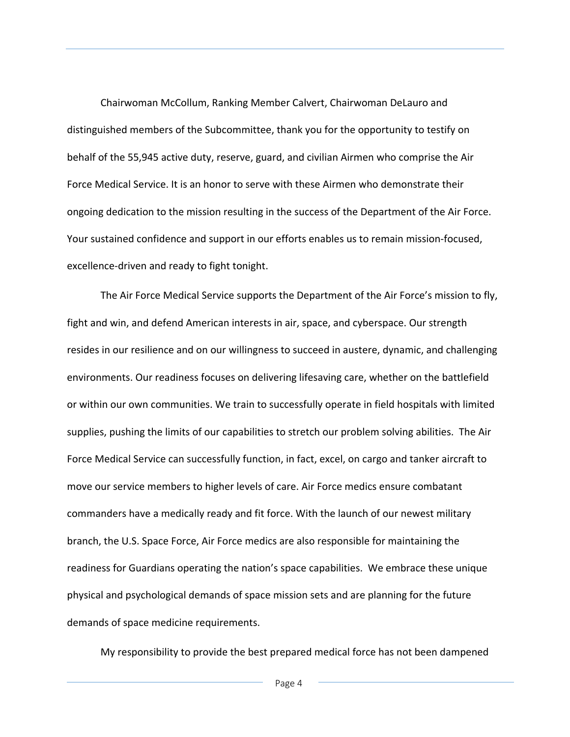Chairwoman McCollum, Ranking Member Calvert, Chairwoman DeLauro and distinguished members of the Subcommittee, thank you for the opportunity to testify on behalf of the 55,945 active duty, reserve, guard, and civilian Airmen who comprise the Air Force Medical Service. It is an honor to serve with these Airmen who demonstrate their ongoing dedication to the mission resulting in the success of the Department of the Air Force. Your sustained confidence and support in our efforts enables us to remain mission-focused, excellence-driven and ready to fight tonight.

The Air Force Medical Service supports the Department of the Air Force's mission to fly, fight and win, and defend American interests in air, space, and cyberspace. Our strength resides in our resilience and on our willingness to succeed in austere, dynamic, and challenging environments. Our readiness focuses on delivering lifesaving care, whether on the battlefield or within our own communities. We train to successfully operate in field hospitals with limited supplies, pushing the limits of our capabilities to stretch our problem solving abilities. The Air Force Medical Service can successfully function, in fact, excel, on cargo and tanker aircraft to move our service members to higher levels of care. Air Force medics ensure combatant commanders have a medically ready and fit force. With the launch of our newest military branch, the U.S. Space Force, Air Force medics are also responsible for maintaining the readiness for Guardians operating the nation's space capabilities. We embrace these unique physical and psychological demands of space mission sets and are planning for the future demands of space medicine requirements.

My responsibility to provide the best prepared medical force has not been dampened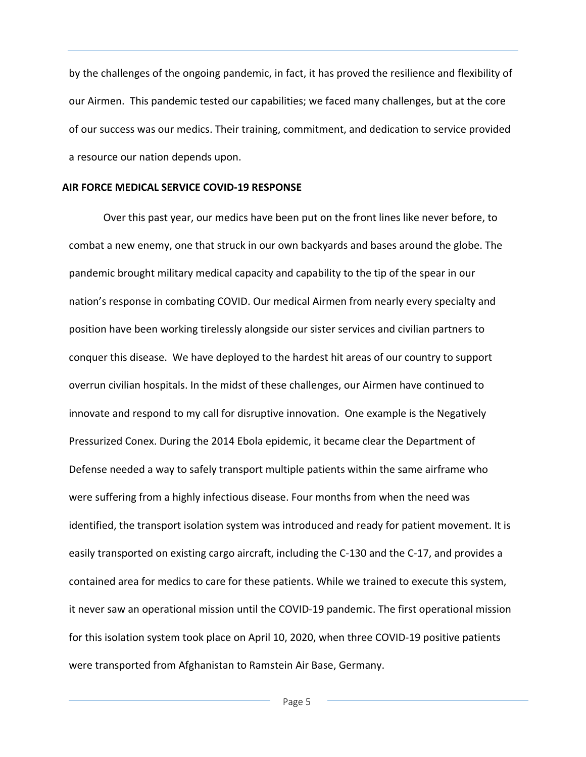by the challenges of the ongoing pandemic, in fact, it has proved the resilience and flexibility of our Airmen. This pandemic tested our capabilities; we faced many challenges, but at the core of our success was our medics. Their training, commitment, and dedication to service provided a resource our nation depends upon.

**AIR FORCE MEDICAL SERVICE COVID-19 RESPONSE**

Over this past year, our medics have been put on the front lines like never before, to combat a new enemy, one that struck in our own backyards and bases around the globe. The pandemic brought military medical capacity and capability to the tip of the spear in our nation's response in combating COVID. Our medical Airmen from nearly every specialty and position have been working tirelessly alongside our sister services and civilian partners to conquer this disease. We have deployed to the hardest hit areas of our country to support overrun civilian hospitals. In the midst of these challenges, our Airmen have continued to innovate and respond to my call for disruptive innovation. One example is the Negatively Pressurized Conex. During the 2014 Ebola epidemic, it became clear the Department of Defense needed a way to safely transport multiple patients within the same airframe who were suffering from a highly infectious disease. Four months from when the need was identified, the transport isolation system was introduced and ready for patient movement. It is easily transported on existing cargo aircraft, including the C-130 and the C-17, and provides a contained area for medics to care for these patients. While we trained to execute this system, it never saw an operational mission until the COVID-19 pandemic. The first operational mission for this isolation system took place on April 10, 2020, when three COVID-19 positive patients were transported from Afghanistan to Ramstein Air Base, Germany.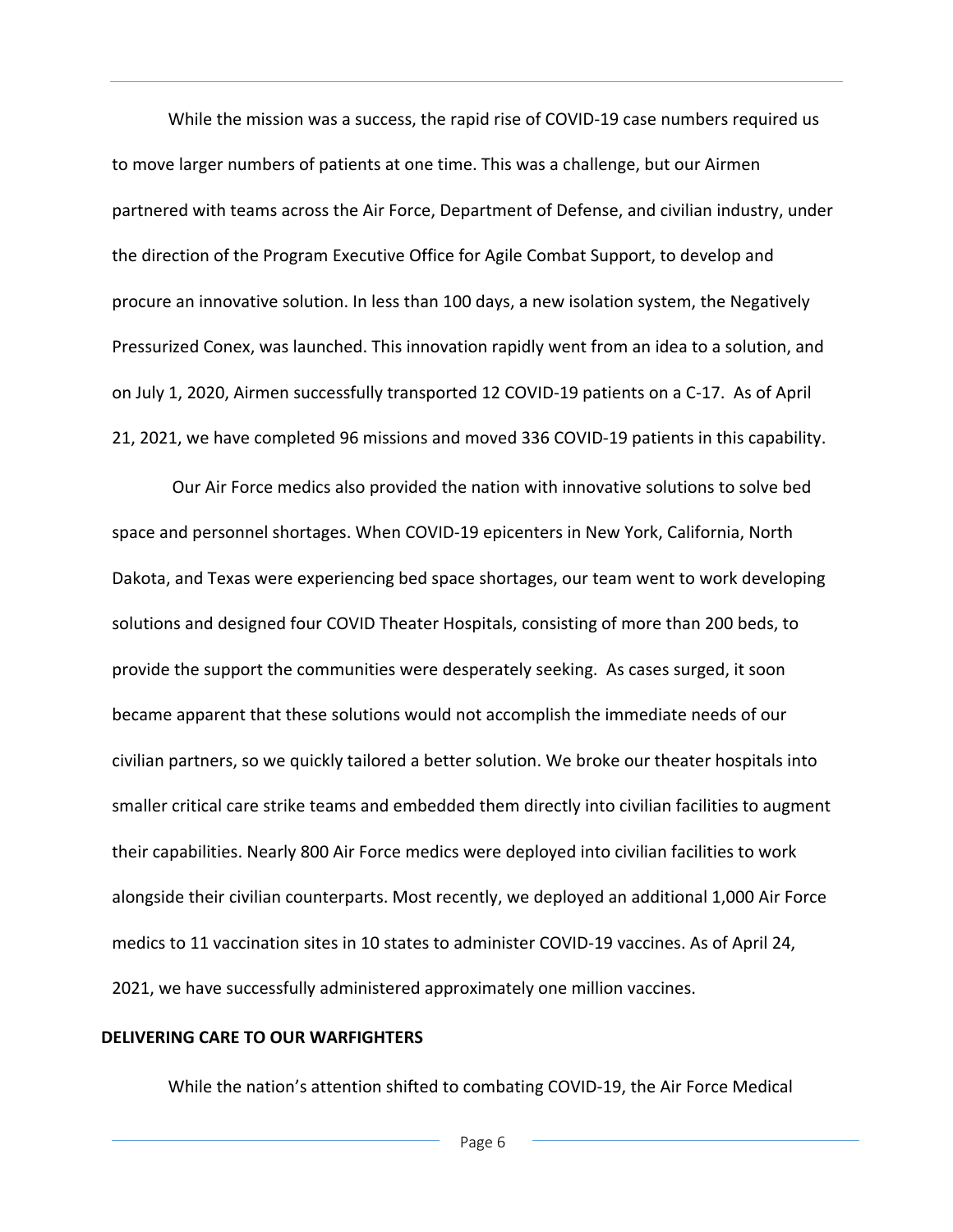While the mission was a success, the rapid rise of COVID-19 case numbers required us to move larger numbers of patients at one time. This was a challenge, but our Airmen partnered with teams across the Air Force, Department of Defense, and civilian industry, under the direction of the Program Executive Office for Agile Combat Support, to develop and procure an innovative solution. In less than 100 days, a new isolation system, the Negatively Pressurized Conex, was launched. This innovation rapidly went from an idea to a solution, and on July 1, 2020, Airmen successfully transported 12 COVID-19 patients on a C-17. As of April 21, 2021, we have completed 96 missions and moved 336 COVID-19 patients in this capability.

Our Air Force medics also provided the nation with innovative solutions to solve bed space and personnel shortages. When COVID-19 epicenters in New York, California, North Dakota, and Texas were experiencing bed space shortages, our team went to work developing solutions and designed four COVID Theater Hospitals, consisting of more than 200 beds, to provide the support the communities were desperately seeking. As cases surged, it soon became apparent that these solutions would not accomplish the immediate needs of our civilian partners, so we quickly tailored a better solution. We broke our theater hospitals into smaller critical care strike teams and embedded them directly into civilian facilities to augment their capabilities. Nearly 800 Air Force medics were deployed into civilian facilities to work alongside their civilian counterparts. Most recently, we deployed an additional 1,000 Air Force medics to 11 vaccination sites in 10 states to administer COVID-19 vaccines. As of April 24, 2021, we have successfully administered approximately one million vaccines.

## DELIVERING CARE TO OUR WARFIGHTERS

While the nation's attention shifted to combating COVID-19, the Air Force Medical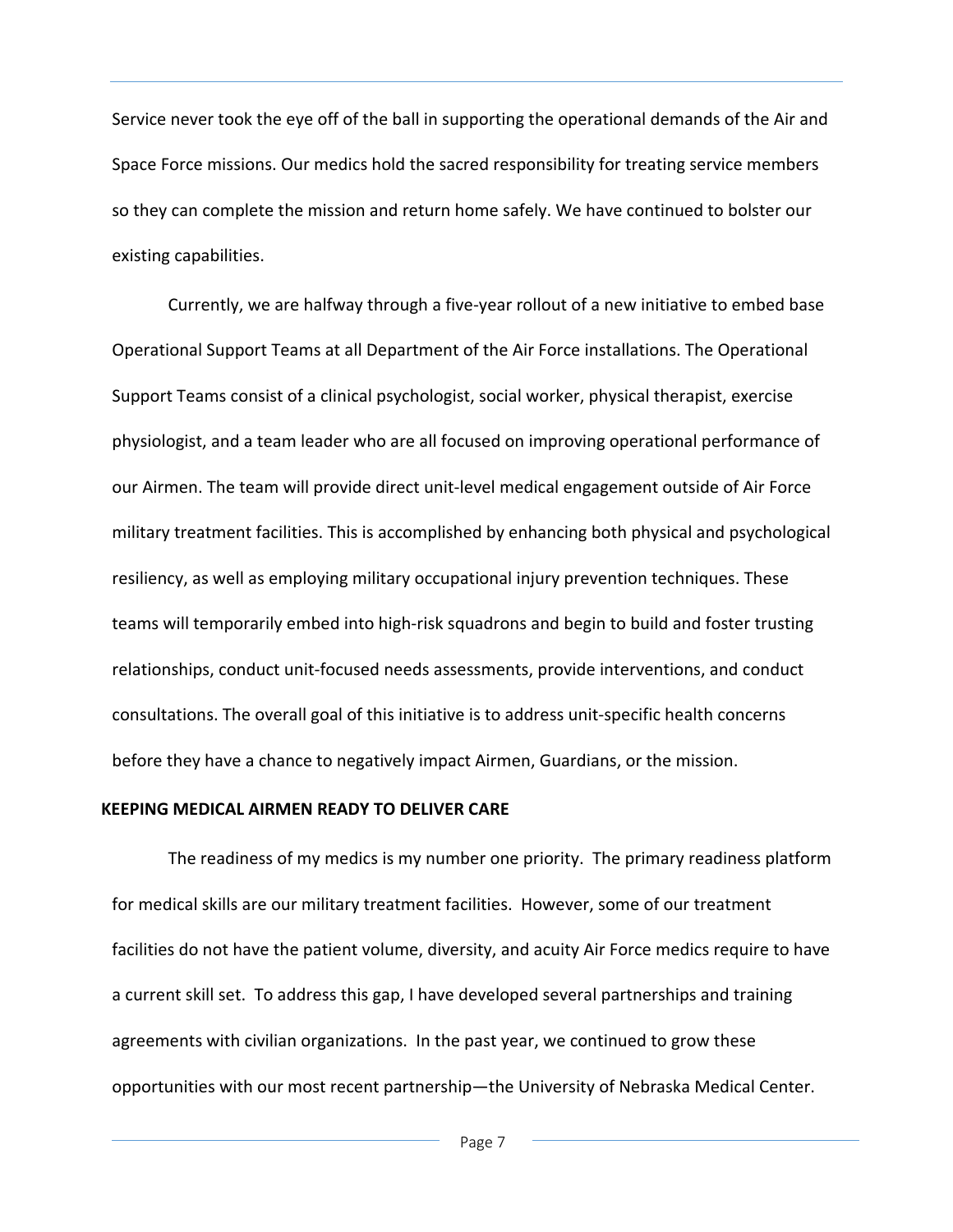Service never took the eye off of the ball in supporting the operational demands of the Air and Space Force missions. Our medics hold the sacred responsibility for treating service members so they can complete the mission and return home safely. We have continued to bolster our existing capabilities.

Currently, we are halfway through a five-year rollout of a new initiative to embed base Operational Support Teams at all Department of the Air Force installations. The Operational Support Teams consist of a clinical psychologist, social worker, physical therapist, exercise physiologist, and a team leader who are all focused on improving operational performance of our Airmen. The team will provide direct unit-level medical engagement outside of Air Force military treatment facilities. This is accomplished by enhancing both physical and psychological resiliency, as well as employing military occupational injury prevention techniques. These teams will temporarily embed into high-risk squadrons and begin to build and foster trusting relationships, conduct unit-focused needs assessments, provide interventions, and conduct consultations. The overall goal of this initiative is to address unit-specific health concerns before they have a chance to negatively impact Airmen, Guardians, or the mission.

**KEEPING MEDICAL AIRMEN READY TO DELIVER CARE**

The readiness of my medics is my number one priority. The primary readiness platform for medical skills are our military treatment facilities. However, some of our treatment facilities do not have the patient volume, diversity, and acuity Air Force medics require to have a current skill set. To address this gap, I have developed several partnerships and training agreements with civilian organizations. In the past year, we continued to grow these opportunities with our most recent partnership—the University of Nebraska Medical Center.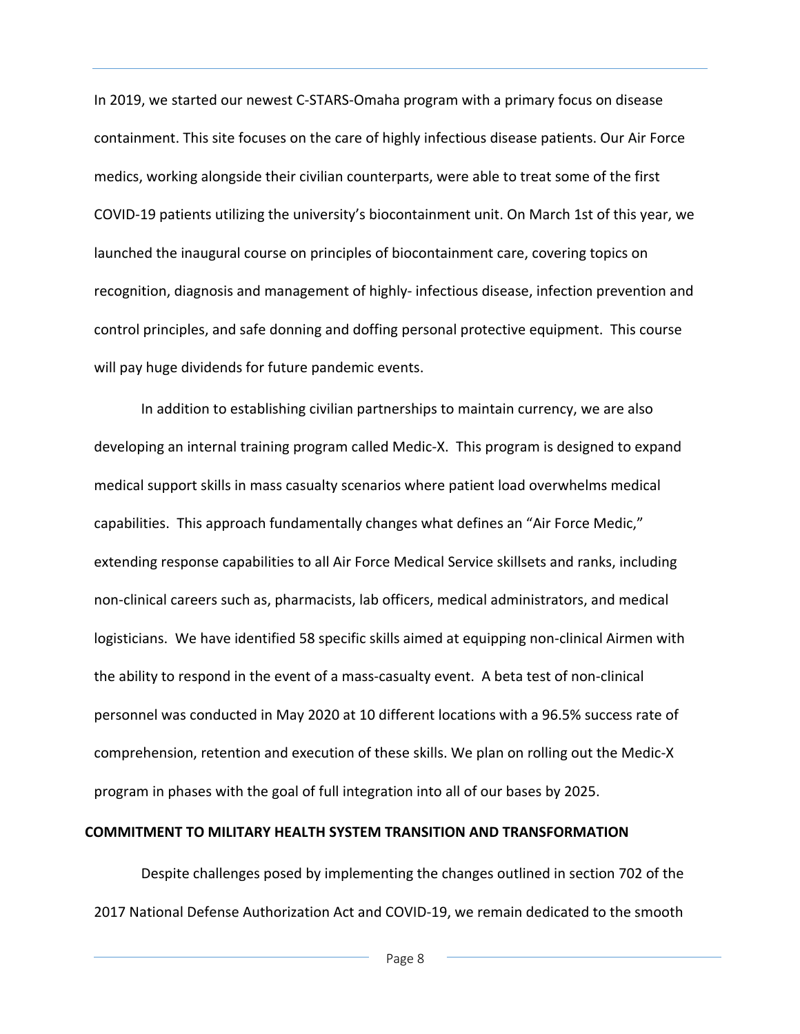In 2019, we started our newest C-STARS-Omaha program with a primary focus on disease containment. This site focuses on the care of highly infectious disease patients. Our Air Force medics, working alongside their civilian counterparts, were able to treat some of the first COVID-19 patients utilizing the university's biocontainment unit. On March 1st of this year, we launched the inaugural course on principles of biocontainment care, covering topics on recognition, diagnosis and management of highly- infectious disease, infection prevention and control principles, and safe donning and doffing personal protective equipment. This course will pay huge dividends for future pandemic events.

In addition to establishing civilian partnerships to maintain currency, we are also developing an internal training program called Medic-X. This program is designed to expand medical support skills in mass casualty scenarios where patient load overwhelms medical capabilities. This approach fundamentally changes what defines an "Air Force Medic," extending response capabilities to all Air Force Medical Service skillsets and ranks, including non-clinical careers such as, pharmacists, lab officers, medical administrators, and medical logisticians. We have identified 58 specific skills aimed at equipping non-clinical Airmen with the ability to respond in the event of a mass-casualty event. A beta test of non-clinical personnel was conducted in May 2020 at 10 different locations with a 96.5% success rate of comprehension, retention and execution of these skills. We plan on rolling out the Medic-X program in phases with the goal of full integration into all of our bases by 2025.

**COMMITMENT TO MILITARY HEALTH SYSTEM TRANSITION AND TRANSFORMATION**

Despite challenges posed by implementing the changes outlined in section 702 of the 2017 National Defense Authorization Act and COVID-19, we remain dedicated to the smooth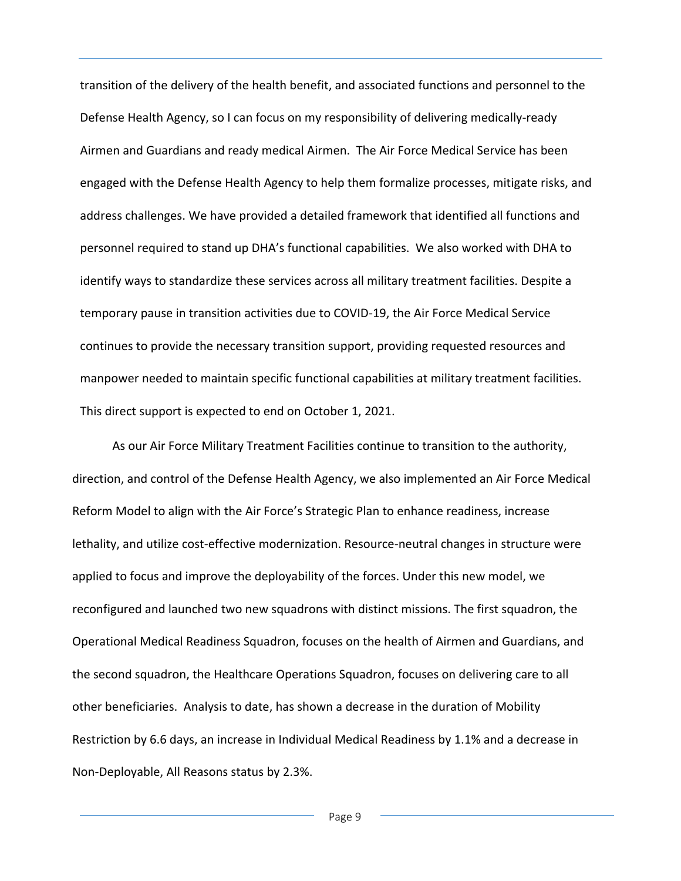transition of the delivery of the health benefit, and associated functions and personnel to the Defense Health Agency, so I can focus on my responsibility of delivering medically-ready Airmen and Guardians and ready medical Airmen. The Air Force Medical Service has been engaged with the Defense Health Agency to help them formalize processes, mitigate risks, and address challenges. We have provided a detailed framework that identified all functions and personnel required to stand up DHA's functional capabilities. We also worked with DHA to identify ways to standardize these services across all military treatment facilities. Despite a temporary pause in transition activities due to COVID-19, the Air Force Medical Service continues to provide the necessary transition support, providing requested resources and manpower needed to maintain specific functional capabilities at military treatment facilities. This direct support is expected to end on October 1, 2021.

As our Air Force Military Treatment Facilities continue to transition to the authority, direction, and control of the Defense Health Agency, we also implemented an Air Force Medical Reform Model to align with the Air Force's Strategic Plan to enhance readiness, increase lethality, and utilize cost-effective modernization. Resource-neutral changes in structure were applied to focus and improve the deployability of the forces. Under this new model, we reconfigured and launched two new squadrons with distinct missions. The first squadron, the Operational Medical Readiness Squadron, focuses on the health of Airmen and Guardians, and the second squadron, the Healthcare Operations Squadron, focuses on delivering care to all other beneficiaries. Analysis to date, has shown a decrease in the duration of Mobility Restriction by 6.6 days, an increase in Individual Medical Readiness by 1.1% and a decrease in Non-Deployable, All Reasons status by 2.3%.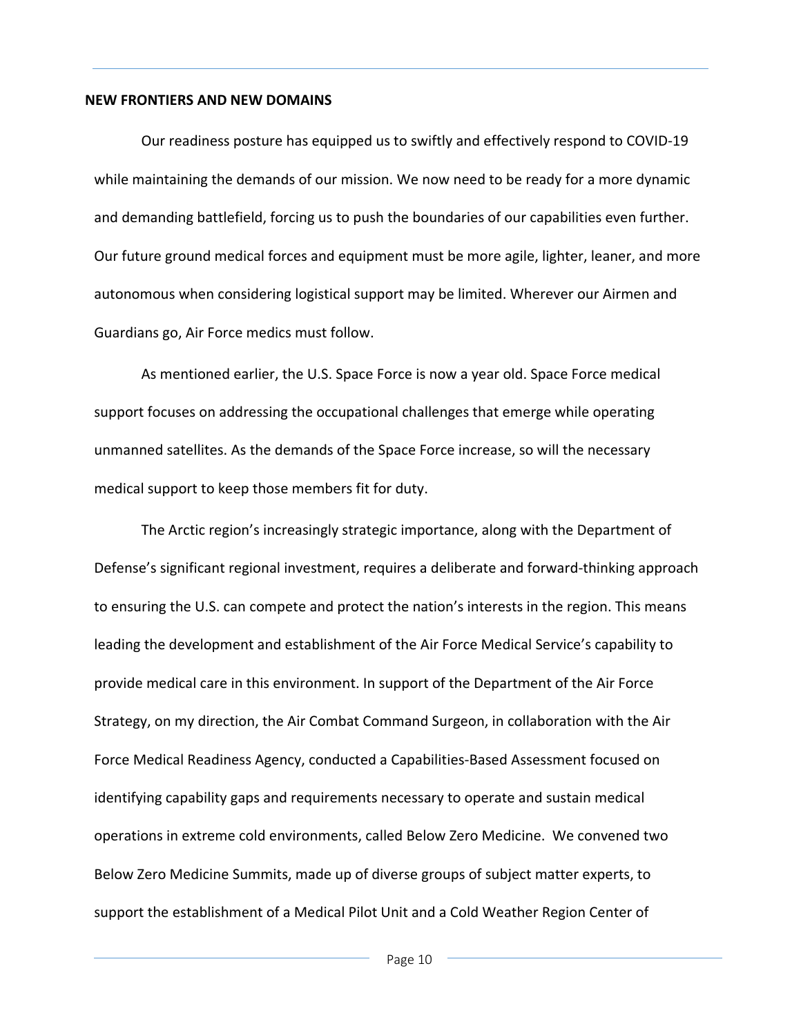## NEW FRONTIERS AND NEW DOMAINS

Our readiness posture has equipped us to swiftly and effectively respond to COVID-19 while maintaining the demands of our mission. We now need to be ready for a more dynamic and demanding battlefield, forcing us to push the boundaries of our capabilities even further. Our future ground medical forces and equipment must be more agile, lighter, leaner, and more autonomous when considering logistical support may be limited. Wherever our Airmen and Guardians go, Air Force medics must follow.

As mentioned earlier, the U.S. Space Force is now a year old. Space Force medical support focuses on addressing the occupational challenges that emerge while operating unmanned satellites. As the demands of the Space Force increase, so will the necessary medical support to keep those members fit for duty.

The Arctic region's increasingly strategic importance, along with the Department of Defense's significant regional investment, requires a deliberate and forward-thinking approach to ensuring the U.S. can compete and protect the nation's interests in the region. This means leading the development and establishment of the Air Force Medical Service's capability to provide medical care in this environment. In support of the Department of the Air Force Strategy, on my direction, the Air Combat Command Surgeon, in collaboration with the Air Force Medical Readiness Agency, conducted a Capabilities-Based Assessment focused on identifying capability gaps and requirements necessary to operate and sustain medical operations in extreme cold environments, called Below Zero Medicine. We convened two Below Zero Medicine Summits, made up of diverse groups of subject matter experts, to support the establishment of a Medical Pilot Unit and a Cold Weather Region Center of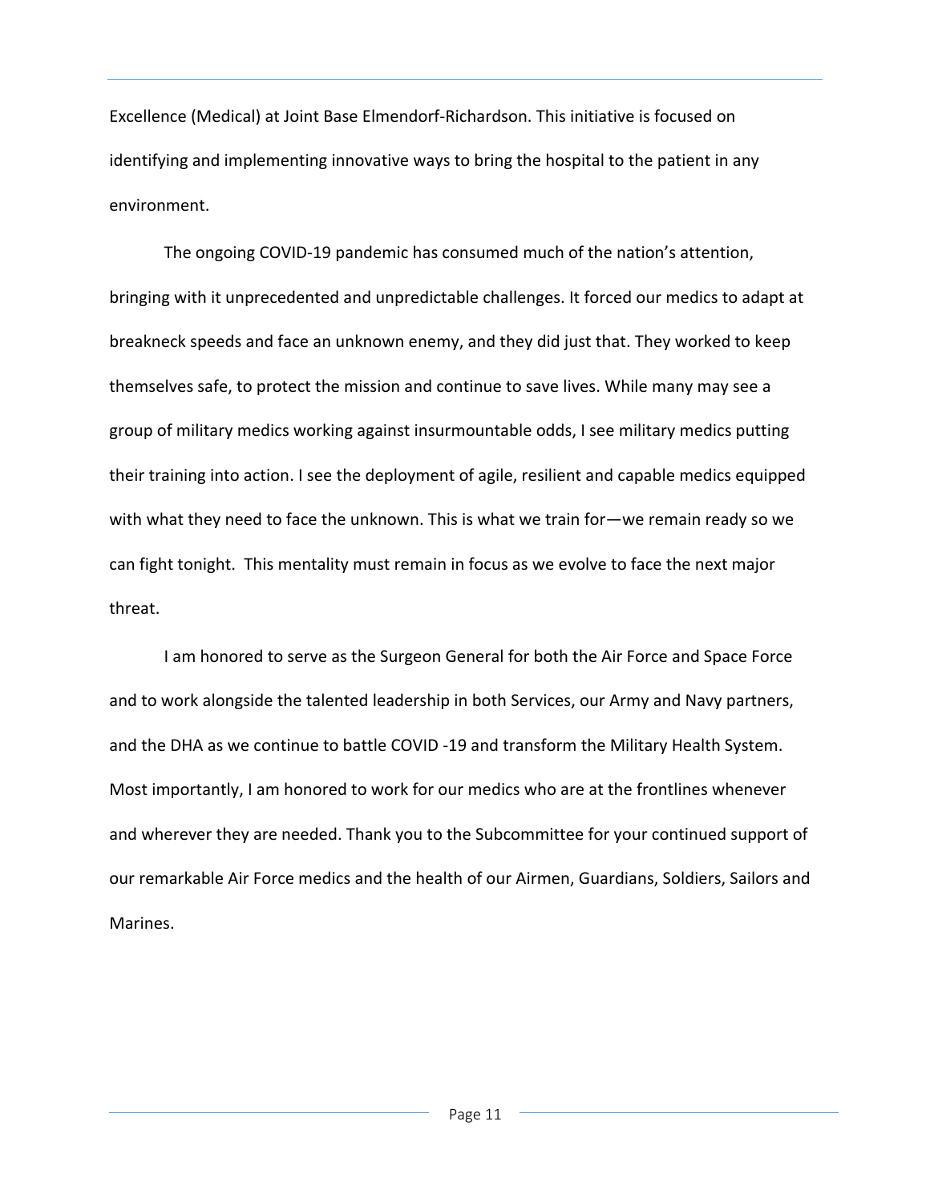Excellence (Medical) at Joint Base Elmendorf-Richardson. This initiative is focused on identifying and implementing innovative ways to bring the hospital to the patient in any environment.

The ongoing COVID-19 pandemic has consumed much of the nation's attention, bringing with it unprecedented and unpredictable challenges. It forced our medics to adapt at breakneck speeds and face an unknown enemy, and they did just that. They worked to keep themselves safe, to protect the mission and continue to save lives. While many may see a group of military medics working against insurmountable odds, I see military medics putting their training into action. I see the deployment of agile, resilient and capable medics equipped with what they need to face the unknown. This is what we train for—we remain ready so we can fight tonight. This mentality must remain in focus as we evolve to face the next major threat.

I am honored to serve as the Surgeon General for both the Air Force and Space Force and to work alongside the talented leadership in both Services, our Army and Navy partners, and the DHA as we continue to battle COVID -19 and transform the Military Health System. Most importantly, I am honored to work for our medics who are at the frontlines whenever and wherever they are needed. Thank you to the Subcommittee for your continued support of our remarkable Air Force medics and the health of our Airmen, Guardians, Soldiers, Sailors and Marines.